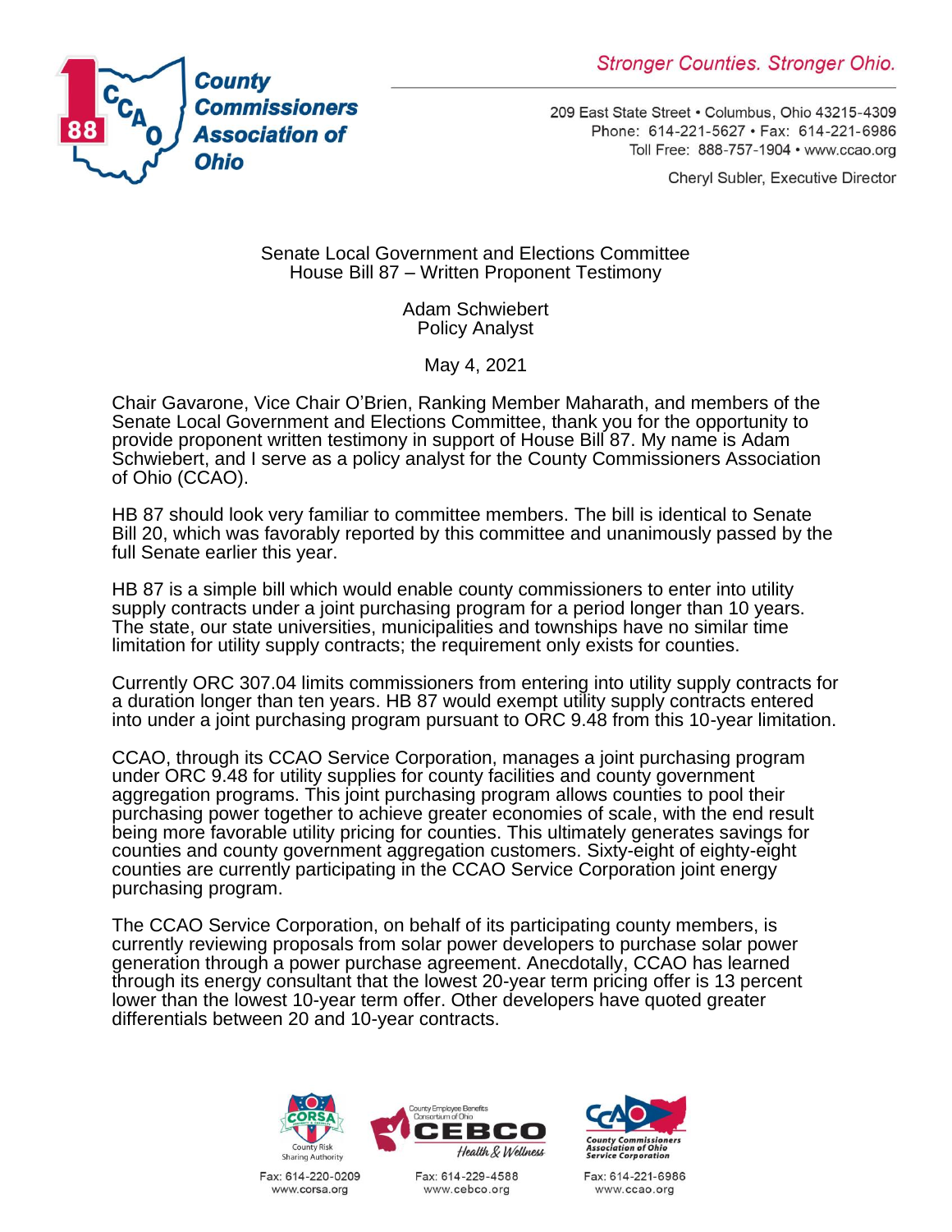**County Commissioners Association of Ohio**

*Stronger Counties. Stronger Ohio.*

209 East State Street • Columbus, Ohio 43215-4309
Phone: 614-221-5627 • Fax: 614-221-6986
Toll Free: 888-757-1904 • www.ccao.org

Cheryl Subler, Executive Director

Senate Local Government and Elections Committee
House Bill 87 – Written Proponent Testimony

Adam Schwiebert
Policy Analyst

May 4, 2021

Chair Gavarone, Vice Chair O'Brien, Ranking Member Maharath, and members of the Senate Local Government and Elections Committee, thank you for the opportunity to provide proponent written testimony in support of House Bill 87. My name is Adam Schwiebert, and I serve as a policy analyst for the County Commissioners Association of Ohio (CCAO).

HB 87 should look very familiar to committee members. The bill is identical to Senate Bill 20, which was favorably reported by this committee and unanimously passed by the full Senate earlier this year.

HB 87 is a simple bill which would enable county commissioners to enter into utility supply contracts under a joint purchasing program for a period longer than 10 years. The state, our state universities, municipalities and townships have no similar time limitation for utility supply contracts; the requirement only exists for counties.

Currently ORC 307.04 limits commissioners from entering into utility supply contracts for a duration longer than ten years. HB 87 would exempt utility supply contracts entered into under a joint purchasing program pursuant to ORC 9.48 from this 10-year limitation.

CCAO, through its CCAO Service Corporation, manages a joint purchasing program under ORC 9.48 for utility supplies for county facilities and county government aggregation programs. This joint purchasing program allows counties to pool their purchasing power together to achieve greater economies of scale, with the end result being more favorable utility pricing for counties. This ultimately generates savings for counties and county government aggregation customers. Sixty-eight of eighty-eight counties are currently participating in the CCAO Service Corporation joint energy purchasing program.

The CCAO Service Corporation, on behalf of its participating county members, is currently reviewing proposals from solar power developers to purchase solar power generation through a power purchase agreement. Anecdotally, CCAO has learned through its energy consultant that the lowest 20-year term pricing offer is 13 percent lower than the lowest 10-year term offer. Other developers have quoted greater differentials between 20 and 10-year contracts.

CORSA – County Risk Sharing Authority – Fax: 614-220-0209 – www.corsa.org
CEBCO – County Employee Benefits Consortium of Ohio – Health & Wellness – Fax: 614-229-4588 – www.cebco.org
County Commissioners Association of Ohio Service Corporation – Fax: 614-221-6986 – www.ccao.org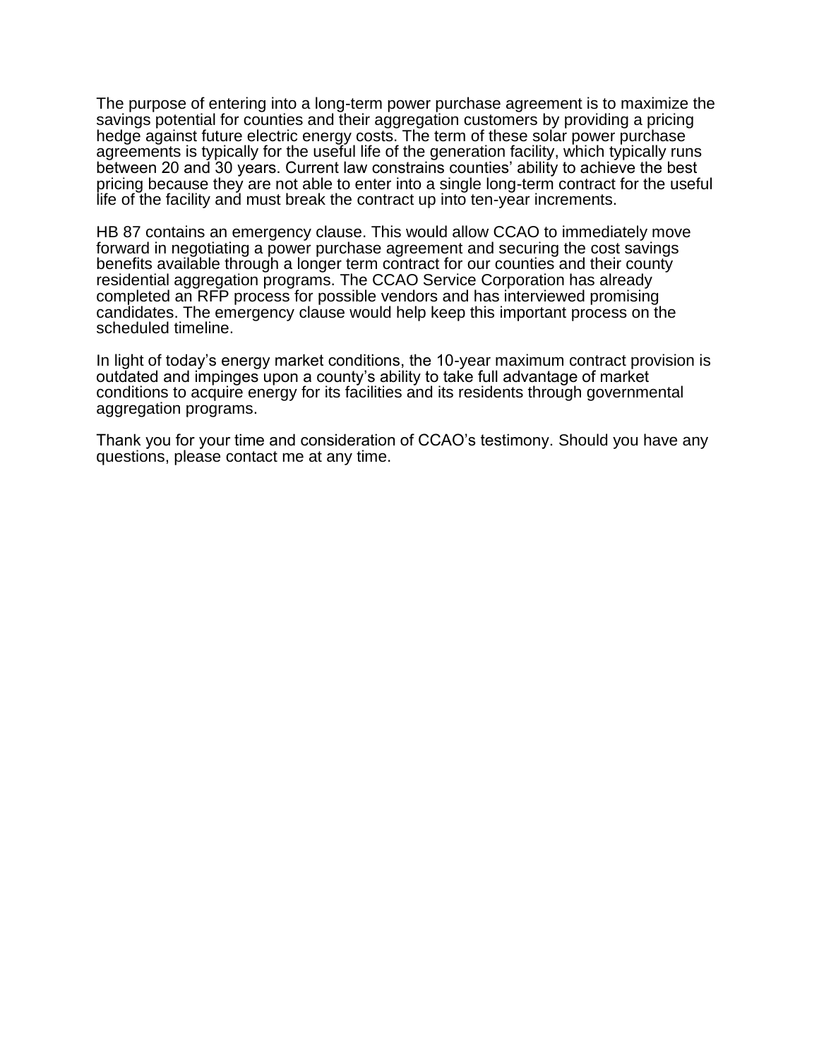The purpose of entering into a long-term power purchase agreement is to maximize the savings potential for counties and their aggregation customers by providing a pricing hedge against future electric energy costs. The term of these solar power purchase agreements is typically for the useful life of the generation facility, which typically runs between 20 and 30 years. Current law constrains counties' ability to achieve the best pricing because they are not able to enter into a single long-term contract for the useful life of the facility and must break the contract up into ten-year increments.

HB 87 contains an emergency clause. This would allow CCAO to immediately move forward in negotiating a power purchase agreement and securing the cost savings benefits available through a longer term contract for our counties and their county residential aggregation programs. The CCAO Service Corporation has already completed an RFP process for possible vendors and has interviewed promising candidates. The emergency clause would help keep this important process on the scheduled timeline.

In light of today's energy market conditions, the 10-year maximum contract provision is outdated and impinges upon a county's ability to take full advantage of market conditions to acquire energy for its facilities and its residents through governmental aggregation programs.

Thank you for your time and consideration of CCAO's testimony. Should you have any questions, please contact me at any time.